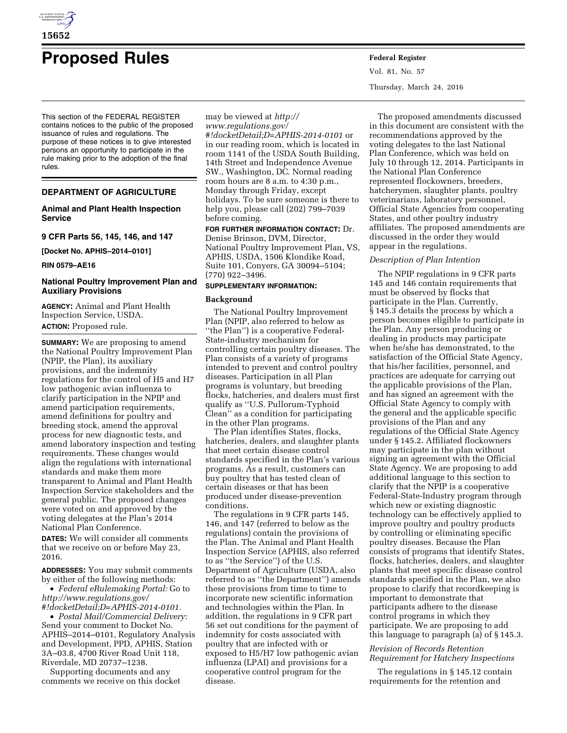# Proposed Rules

Federal Register

This section of the FEDERAL REGISTER contains notices to the public of the proposed issuance of rules and regulations. The purpose of these notices is to give interested persons an opportunity to participate in the rule making prior to the adoption of the final rules.

## DEPARTMENT OF AGRICULTURE

### Animal and Plant Health Inspection Service

### 9 CFR Parts 56, 145, 146, and 147

**[Docket No. APHIS–2014–0101]**

**RIN 0579–AE16**

### National Poultry Improvement Plan and Auxiliary Provisions

**AGENCY:** Animal and Plant Health Inspection Service, USDA.

**ACTION:** Proposed rule.

**SUMMARY:** We are proposing to amend the National Poultry Improvement Plan (NPIP, the Plan), its auxiliary provisions, and the indemnity regulations for the control of H5 and H7 low pathogenic avian influenza to clarify participation in the NPIP and amend participation requirements, amend definitions for poultry and breeding stock, amend the approval process for new diagnostic tests, and amend laboratory inspection and testing requirements. These changes would align the regulations with international standards and make them more transparent to Animal and Plant Health Inspection Service stakeholders and the general public. The proposed changes were voted on and approved by the voting delegates at the Plan's 2014 National Plan Conference.

**DATES:** We will consider all comments that we receive on or before May 23, 2016.

**ADDRESSES:** You may submit comments by either of the following methods:

- *Federal eRulemaking Portal:* Go to *http://www.regulations.gov/#!docketDetail;D=APHIS-2014-0101.*
- *Postal Mail/Commercial Delivery:* Send your comment to Docket No. APHIS–2014–0101, Regulatory Analysis and Development, PPD, APHIS, Station 3A–03.8, 4700 River Road Unit 118, Riverdale, MD 20737–1238.

Supporting documents and any comments we receive on this docket may be viewed at *http://www.regulations.gov/#!docketDetail;D=APHIS-2014-0101* or in our reading room, which is located in room 1141 of the USDA South Building, 14th Street and Independence Avenue SW., Washington, DC. Normal reading room hours are 8 a.m. to 4:30 p.m., Monday through Friday, except holidays. To be sure someone is there to help you, please call (202) 799–7039 before coming.

**FOR FURTHER INFORMATION CONTACT:** Dr. Denise Brinson, DVM, Director, National Poultry Improvement Plan, VS, APHIS, USDA, 1506 Klondike Road, Suite 101, Conyers, GA 30094–5104; (770) 922–3496.

**SUPPLEMENTARY INFORMATION:**

#### Background

The National Poultry Improvement Plan (NPIP, also referred to below as "the Plan") is a cooperative Federal-State-industry mechanism for controlling certain poultry diseases. The Plan consists of a variety of programs intended to prevent and control poultry diseases. Participation in all Plan programs is voluntary, but breeding flocks, hatcheries, and dealers must first qualify as "U.S. Pullorum-Typhoid Clean" as a condition for participating in the other Plan programs.

The Plan identifies States, flocks, hatcheries, dealers, and slaughter plants that meet certain disease control standards specified in the Plan's various programs. As a result, customers can buy poultry that has tested clean of certain diseases or that has been produced under disease-prevention conditions.

The regulations in 9 CFR parts 145, 146, and 147 (referred to below as the regulations) contain the provisions of the Plan. The Animal and Plant Health Inspection Service (APHIS, also referred to as "the Service") of the U.S. Department of Agriculture (USDA, also referred to as "the Department") amends these provisions from time to time to incorporate new scientific information and technologies within the Plan. In addition, the regulations in 9 CFR part 56 set out conditions for the payment of indemnity for costs associated with poultry that are infected with or exposed to H5/H7 low pathogenic avian influenza (LPAI) and provisions for a cooperative control program for the disease.

The proposed amendments discussed in this document are consistent with the recommendations approved by the voting delegates to the last National Plan Conference, which was held on July 10 through 12, 2014. Participants in the National Plan Conference represented flockowners, breeders, hatcherymen, slaughter plants, poultry veterinarians, laboratory personnel, Official State Agencies from cooperating States, and other poultry industry affiliates. The proposed amendments are discussed in the order they would appear in the regulations.

*Description of Plan Intention*

The NPIP regulations in 9 CFR parts 145 and 146 contain requirements that must be observed by flocks that participate in the Plan. Currently, § 145.3 details the process by which a person becomes eligible to participate in the Plan. Any person producing or dealing in products may participate when he/she has demonstrated, to the satisfaction of the Official State Agency, that his/her facilities, personnel, and practices are adequate for carrying out the applicable provisions of the Plan, and has signed an agreement with the Official State Agency to comply with the general and the applicable specific provisions of the Plan and any regulations of the Official State Agency under § 145.2. Affiliated flockowners may participate in the plan without signing an agreement with the Official State Agency. We are proposing to add additional language to this section to clarify that the NPIP is a cooperative Federal-State-Industry program through which new or existing diagnostic technology can be effectively applied to improve poultry and poultry products by controlling or eliminating specific poultry diseases. Because the Plan consists of programs that identify States, flocks, hatcheries, dealers, and slaughter plants that meet specific disease control standards specified in the Plan, we also propose to clarify that recordkeeping is important to demonstrate that participants adhere to the disease control programs in which they participate. We are proposing to add this language to paragraph (a) of § 145.3.

*Revision of Records Retention Requirement for Hatchery Inspections*

The regulations in § 145.12 contain requirements for the retention and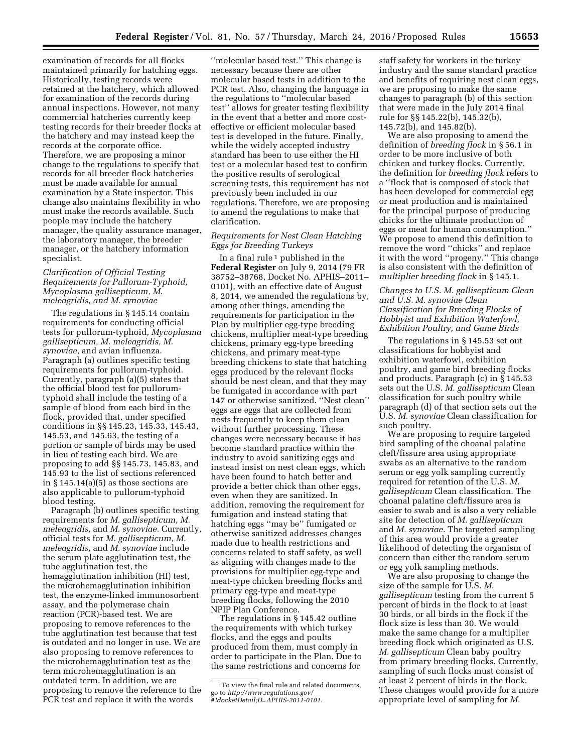examination of records for all flocks maintained primarily for hatching eggs. Historically, testing records were retained at the hatchery, which allowed for examination of the records during annual inspections. However, not many commercial hatcheries currently keep testing records for their breeder flocks at the hatchery and may instead keep the records at the corporate office. Therefore, we are proposing a minor change to the regulations to specify that records for all breeder flock hatcheries must be made available for annual examination by a State inspector. This change also maintains flexibility in who must make the records available. Such people may include the hatchery manager, the quality assurance manager, the laboratory manager, the breeder manager, or the hatchery information specialist.

### *Clarification of Official Testing Requirements for Pullorum-Typhoid, Mycoplasma gallisepticum, M. meleagridis, and M. synoviae*

The regulations in § 145.14 contain requirements for conducting official tests for pullorum-typhoid, *Mycoplasma gallisepticum, M. meleagridis, M. synoviae,* and avian influenza. Paragraph (a) outlines specific testing requirements for pullorum-typhoid. Currently, paragraph (a)(5) states that the official blood test for pullorum-typhoid shall include the testing of a sample of blood from each bird in the flock, provided that, under specified conditions in §§ 145.23, 145.33, 145.43, 145.53, and 145.63, the testing of a portion or sample of birds may be used in lieu of testing each bird. We are proposing to add §§ 145.73, 145.83, and 145.93 to the list of sections referenced in § 145.14(a)(5) as those sections are also applicable to pullorum-typhoid blood testing.

Paragraph (b) outlines specific testing requirements for *M. gallisepticum, M. meleagridis,* and *M. synoviae.* Currently, official tests for *M. gallisepticum, M. meleagridis,* and *M. synoviae* include the serum plate agglutination test, the tube agglutination test, the hemagglutination inhibition (HI) test, the microhemagglutination inhibition test, the enzyme-linked immunosorbent assay, and the polymerase chain reaction (PCR)-based test. We are proposing to remove references to the tube agglutination test because that test is outdated and no longer in use. We are also proposing to remove references to the microhemagglutination test as the term microhemagglutination is an outdated term. In addition, we are proposing to remove the reference to the PCR test and replace it with the words "molecular based test." This change is necessary because there are other molecular based tests in addition to the PCR test. Also, changing the language in the regulations to "molecular based test" allows for greater testing flexibility in the event that a better and more cost-effective or efficient molecular based test is developed in the future. Finally, while the widely accepted industry standard has been to use either the HI test or a molecular based test to confirm the positive results of serological screening tests, this requirement has not previously been included in our regulations. Therefore, we are proposing to amend the regulations to make that clarification.

### *Requirements for Nest Clean Hatching Eggs for Breeding Turkeys*

In a final rule [1] published in the **Federal Register** on July 9, 2014 (79 FR 38752–38768, Docket No. APHIS–2011–0101), with an effective date of August 8, 2014, we amended the regulations by, among other things, amending the requirements for participation in the Plan by multiplier egg-type breeding chickens, multiplier meat-type breeding chickens, primary egg-type breeding chickens, and primary meat-type breeding chickens to state that hatching eggs produced by the relevant flocks should be nest clean, and that they may be fumigated in accordance with part 147 or otherwise sanitized. "Nest clean" eggs are eggs that are collected from nests frequently to keep them clean without further processing. These changes were necessary because it has become standard practice within the industry to avoid sanitizing eggs and instead insist on nest clean eggs, which have been found to hatch better and provide a better chick than other eggs, even when they are sanitized. In addition, removing the requirement for fumigation and instead stating that hatching eggs "may be" fumigated or otherwise sanitized addresses changes made due to health restrictions and concerns related to staff safety, as well as aligning with changes made to the provisions for multiplier egg-type and meat-type chicken breeding flocks and primary egg-type and meat-type breeding flocks, following the 2010 NPIP Plan Conference.

The regulations in § 145.42 outline the requirements with which turkey flocks, and the eggs and poults produced from them, must comply in order to participate in the Plan. Due to the same restrictions and concerns for staff safety for workers in the turkey industry and the same standard practice and benefits of requiring nest clean eggs, we are proposing to make the same changes to paragraph (b) of this section that were made in the July 2014 final rule for §§ 145.22(b), 145.32(b), 145.72(b), and 145.82(b).

We are also proposing to amend the definition of *breeding flock* in § 56.1 in order to be more inclusive of both chicken and turkey flocks. Currently, the definition for *breeding flock* refers to a "flock that is composed of stock that has been developed for commercial egg or meat production and is maintained for the principal purpose of producing chicks for the ultimate production of eggs or meat for human consumption." We propose to amend this definition to remove the word "chicks" and replace it with the word "progeny." This change is also consistent with the definition of *multiplier breeding flock* in § 145.1.

### *Changes to U.S. M. gallisepticum Clean and U.S. M. synoviae Clean Classification for Breeding Flocks of Hobbyist and Exhibition Waterfowl, Exhibition Poultry, and Game Birds*

The regulations in § 145.53 set out classifications for hobbyist and exhibition waterfowl, exhibition poultry, and game bird breeding flocks and products. Paragraph (c) in § 145.53 sets out the U.S. *M. gallisepticum* Clean classification for such poultry while paragraph (d) of that section sets out the U.S. *M. synoviae* Clean classification for such poultry.

We are proposing to require targeted bird sampling of the choanal palatine cleft/fissure area using appropriate swabs as an alternative to the random serum or egg yolk sampling currently required for retention of the U.S. *M. gallisepticum* Clean classification. The choanal palatine cleft/fissure area is easier to swab and is also a very reliable site for detection of *M. gallisepticum* and *M. synoviae.* The targeted sampling of this area would provide a greater likelihood of detecting the organism of concern than either the random serum or egg yolk sampling methods.

We are also proposing to change the size of the sample for U.S. *M. gallisepticum* testing from the current 5 percent of birds in the flock to at least 30 birds, or all birds in the flock if the flock size is less than 30. We would make the same change for a multiplier breeding flock which originated as U.S. *M. gallisepticum* Clean baby poultry from primary breeding flocks. Currently, sampling of such flocks must consist of at least 2 percent of birds in the flock. These changes would provide for a more appropriate level of sampling for *M.*

[1] To view the final rule and related documents, go to *http://www.regulations.gov/#!docketDetail;D=APHIS-2011-0101.*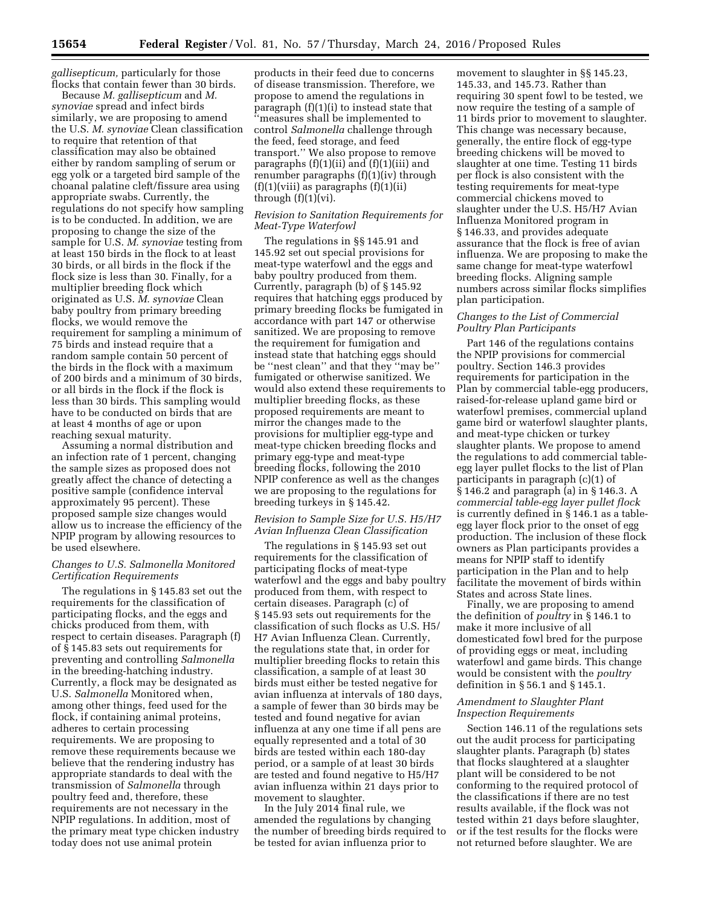*gallisepticum,* particularly for those flocks that contain fewer than 30 birds.

Because *M. gallisepticum* and *M. synoviae* spread and infect birds similarly, we are proposing to amend the U.S. *M. synoviae* Clean classification to require that retention of that classification may also be obtained either by random sampling of serum or egg yolk or a targeted bird sample of the choanal palatine cleft/fissure area using appropriate swabs. Currently, the regulations do not specify how sampling is to be conducted. In addition, we are proposing to change the size of the sample for U.S. *M. synoviae* testing from at least 150 birds in the flock to at least 30 birds, or all birds in the flock if the flock size is less than 30. Finally, for a multiplier breeding flock which originated as U.S. *M. synoviae* Clean baby poultry from primary breeding flocks, we would remove the requirement for sampling a minimum of 75 birds and instead require that a random sample contain 50 percent of the birds in the flock with a maximum of 200 birds and a minimum of 30 birds, or all birds in the flock if the flock is less than 30 birds. This sampling would have to be conducted on birds that are at least 4 months of age or upon reaching sexual maturity.

Assuming a normal distribution and an infection rate of 1 percent, changing the sample sizes as proposed does not greatly affect the chance of detecting a positive sample (confidence interval approximately 95 percent). These proposed sample size changes would allow us to increase the efficiency of the NPIP program by allowing resources to be used elsewhere.

### *Changes to U.S. Salmonella Monitored Certification Requirements*

The regulations in § 145.83 set out the requirements for the classification of participating flocks, and the eggs and chicks produced from them, with respect to certain diseases. Paragraph (f) of § 145.83 sets out requirements for preventing and controlling *Salmonella* in the breeding-hatching industry. Currently, a flock may be designated as U.S. *Salmonella* Monitored when, among other things, feed used for the flock, if containing animal proteins, adheres to certain processing requirements. We are proposing to remove these requirements because we believe that the rendering industry has appropriate standards to deal with the transmission of *Salmonella* through poultry feed and, therefore, these requirements are not necessary in the NPIP regulations. In addition, most of the primary meat type chicken industry today does not use animal protein products in their feed due to concerns of disease transmission. Therefore, we propose to amend the regulations in paragraph (f)(1)(i) to instead state that "measures shall be implemented to control *Salmonella* challenge through the feed, feed storage, and feed transport." We also propose to remove paragraphs (f)(1)(ii) and (f)(1)(iii) and renumber paragraphs (f)(1)(iv) through (f)(1)(viii) as paragraphs (f)(1)(ii) through (f)(1)(vi).

### *Revision to Sanitation Requirements for Meat-Type Waterfowl*

The regulations in §§ 145.91 and 145.92 set out special provisions for meat-type waterfowl and the eggs and baby poultry produced from them. Currently, paragraph (b) of § 145.92 requires that hatching eggs produced by primary breeding flocks be fumigated in accordance with part 147 or otherwise sanitized. We are proposing to remove the requirement for fumigation and instead state that hatching eggs should be "nest clean" and that they "may be" fumigated or otherwise sanitized. We would also extend these requirements to multiplier breeding flocks, as these proposed requirements are meant to mirror the changes made to the provisions for multiplier egg-type and meat-type chicken breeding flocks and primary egg-type and meat-type breeding flocks, following the 2010 NPIP conference as well as the changes we are proposing to the regulations for breeding turkeys in § 145.42.

### *Revision to Sample Size for U.S. H5/H7 Avian Influenza Clean Classification*

The regulations in § 145.93 set out requirements for the classification of participating flocks of meat-type waterfowl and the eggs and baby poultry produced from them, with respect to certain diseases. Paragraph (c) of § 145.93 sets out requirements for the classification of such flocks as U.S. H5/H7 Avian Influenza Clean. Currently, the regulations state that, in order for multiplier breeding flocks to retain this classification, a sample of at least 30 birds must either be tested negative for avian influenza at intervals of 180 days, a sample of fewer than 30 birds may be tested and found negative for avian influenza at any one time if all pens are equally represented and a total of 30 birds are tested within each 180-day period, or a sample of at least 30 birds are tested and found negative to H5/H7 avian influenza within 21 days prior to movement to slaughter.

In the July 2014 final rule, we amended the regulations by changing the number of breeding birds required to be tested for avian influenza prior to movement to slaughter in §§ 145.23, 145.33, and 145.73. Rather than requiring 30 spent fowl to be tested, we now require the testing of a sample of 11 birds prior to movement to slaughter. This change was necessary because, generally, the entire flock of egg-type breeding chickens will be moved to slaughter at one time. Testing 11 birds per flock is also consistent with the testing requirements for meat-type commercial chickens moved to slaughter under the U.S. H5/H7 Avian Influenza Monitored program in § 146.33, and provides adequate assurance that the flock is free of avian influenza. We are proposing to make the same change for meat-type waterfowl breeding flocks. Aligning sample numbers across similar flocks simplifies plan participation.

### *Changes to the List of Commercial Poultry Plan Participants*

Part 146 of the regulations contains the NPIP provisions for commercial poultry. Section 146.3 provides requirements for participation in the Plan by commercial table-egg producers, raised-for-release upland game bird or waterfowl premises, commercial upland game bird or waterfowl slaughter plants, and meat-type chicken or turkey slaughter plants. We propose to amend the regulations to add commercial table-egg layer pullet flocks to the list of Plan participants in paragraph (c)(1) of § 146.2 and paragraph (a) in § 146.3. A *commercial table-egg layer pullet flock* is currently defined in § 146.1 as a table-egg layer flock prior to the onset of egg production. The inclusion of these flock owners as Plan participants provides a means for NPIP staff to identify participation in the Plan and to help facilitate the movement of birds within States and across State lines.

Finally, we are proposing to amend the definition of *poultry* in § 146.1 to make it more inclusive of all domesticated fowl bred for the purpose of providing eggs or meat, including waterfowl and game birds. This change would be consistent with the *poultry* definition in § 56.1 and § 145.1.

### *Amendment to Slaughter Plant Inspection Requirements*

Section 146.11 of the regulations sets out the audit process for participating slaughter plants. Paragraph (b) states that flocks slaughtered at a slaughter plant will be considered to be not conforming to the required protocol of the classifications if there are no test results available, if the flock was not tested within 21 days before slaughter, or if the test results for the flocks were not returned before slaughter. We are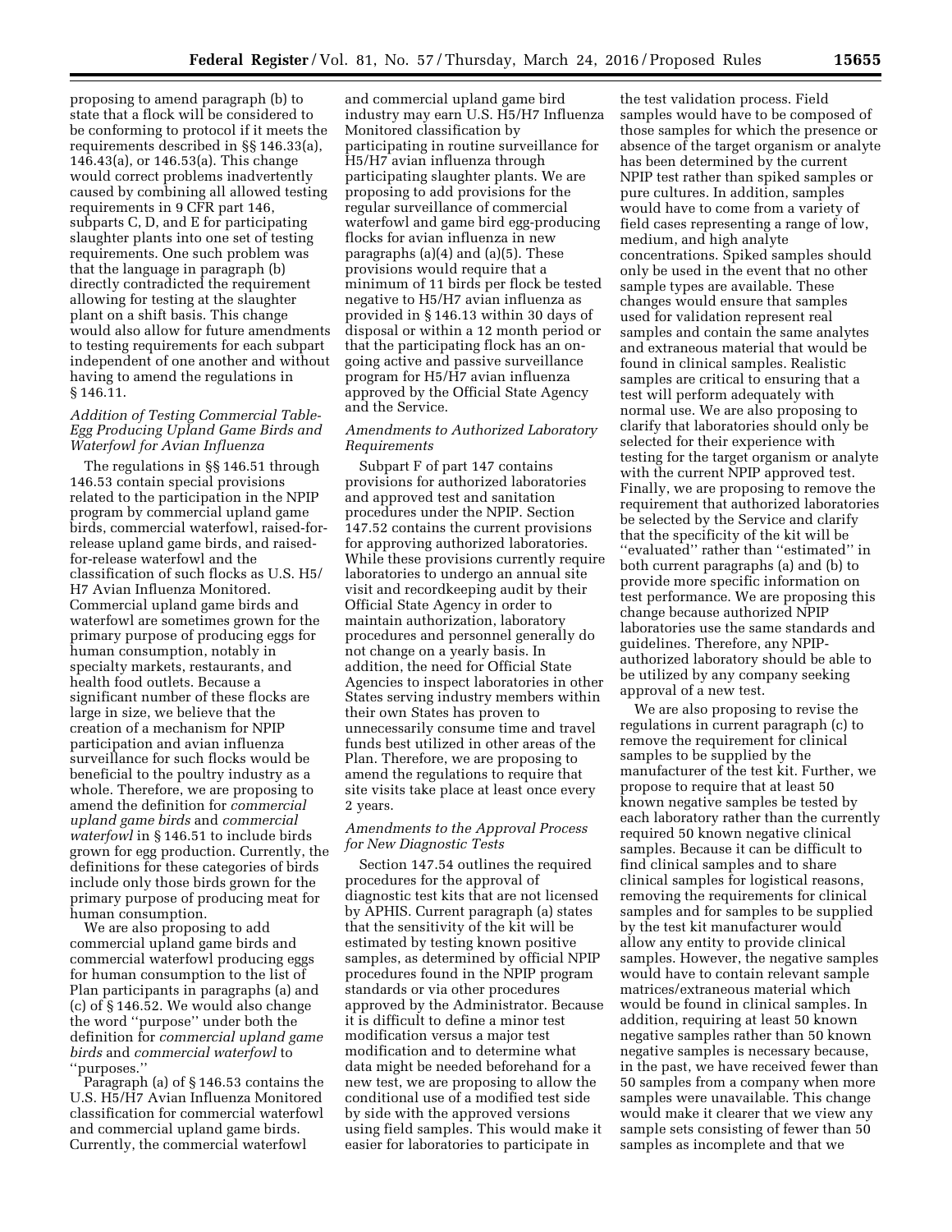proposing to amend paragraph (b) to state that a flock will be considered to be conforming to protocol if it meets the requirements described in §§ 146.33(a), 146.43(a), or 146.53(a). This change would correct problems inadvertently caused by combining all allowed testing requirements in 9 CFR part 146, subparts C, D, and E for participating slaughter plants into one set of testing requirements. One such problem was that the language in paragraph (b) directly contradicted the requirement allowing for testing at the slaughter plant on a shift basis. This change would also allow for future amendments to testing requirements for each subpart independent of one another and without having to amend the regulations in § 146.11.

### *Addition of Testing Commercial Table-Egg Producing Upland Game Birds and Waterfowl for Avian Influenza*

The regulations in §§ 146.51 through 146.53 contain special provisions related to the participation in the NPIP program by commercial upland game birds, commercial waterfowl, raised-for-release upland game birds, and raised-for-release waterfowl and the classification of such flocks as U.S. H5/H7 Avian Influenza Monitored. Commercial upland game birds and waterfowl are sometimes grown for the primary purpose of producing eggs for human consumption, notably in specialty markets, restaurants, and health food outlets. Because a significant number of these flocks are large in size, we believe that the creation of a mechanism for NPIP participation and avian influenza surveillance for such flocks would be beneficial to the poultry industry as a whole. Therefore, we are proposing to amend the definition for *commercial upland game birds* and *commercial waterfowl* in § 146.51 to include birds grown for egg production. Currently, the definitions for these categories of birds include only those birds grown for the primary purpose of producing meat for human consumption.

We are also proposing to add commercial upland game birds and commercial waterfowl producing eggs for human consumption to the list of Plan participants in paragraphs (a) and (c) of § 146.52. We would also change the word "purpose" under both the definition for *commercial upland game birds* and *commercial waterfowl* to "purposes."

Paragraph (a) of § 146.53 contains the U.S. H5/H7 Avian Influenza Monitored classification for commercial waterfowl and commercial upland game birds. Currently, the commercial waterfowl and commercial upland game bird industry may earn U.S. H5/H7 Influenza Monitored classification by participating in routine surveillance for H5/H7 avian influenza through participating slaughter plants. We are proposing to add provisions for the regular surveillance of commercial waterfowl and game bird egg-producing flocks for avian influenza in new paragraphs (a)(4) and (a)(5). These provisions would require that a minimum of 11 birds per flock be tested negative to H5/H7 avian influenza as provided in § 146.13 within 30 days of disposal or within a 12 month period or that the participating flock has an on-going active and passive surveillance program for H5/H7 avian influenza approved by the Official State Agency and the Service.

### *Amendments to Authorized Laboratory Requirements*

Subpart F of part 147 contains provisions for authorized laboratories and approved test and sanitation procedures under the NPIP. Section 147.52 contains the current provisions for approving authorized laboratories. While these provisions currently require laboratories to undergo an annual site visit and recordkeeping audit by their Official State Agency in order to maintain authorization, laboratory procedures and personnel generally do not change on a yearly basis. In addition, the need for Official State Agencies to inspect laboratories in other States serving industry members within their own States has proven to unnecessarily consume time and travel funds best utilized in other areas of the Plan. Therefore, we are proposing to amend the regulations to require that site visits take place at least once every 2 years.

### *Amendments to the Approval Process for New Diagnostic Tests*

Section 147.54 outlines the required procedures for the approval of diagnostic test kits that are not licensed by APHIS. Current paragraph (a) states that the sensitivity of the kit will be estimated by testing known positive samples, as determined by official NPIP procedures found in the NPIP program standards or via other procedures approved by the Administrator. Because it is difficult to define a minor test modification versus a major test modification and to determine what data might be needed beforehand for a new test, we are proposing to allow the conditional use of a modified test side by side with the approved versions using field samples. This would make it easier for laboratories to participate in the test validation process. Field samples would have to be composed of those samples for which the presence or absence of the target organism or analyte has been determined by the current NPIP test rather than spiked samples or pure cultures. In addition, samples would have to come from a variety of field cases representing a range of low, medium, and high analyte concentrations. Spiked samples should only be used in the event that no other sample types are available. These changes would ensure that samples used for validation represent real samples and contain the same analytes and extraneous material that would be found in clinical samples. Realistic samples are critical to ensuring that a test will perform adequately with normal use. We are also proposing to clarify that laboratories should only be selected for their experience with testing for the target organism or analyte with the current NPIP approved test. Finally, we are proposing to remove the requirement that authorized laboratories be selected by the Service and clarify that the specificity of the kit will be "evaluated" rather than "estimated" in both current paragraphs (a) and (b) to provide more specific information on test performance. We are proposing this change because authorized NPIP laboratories use the same standards and guidelines. Therefore, any NPIP-authorized laboratory should be able to be utilized by any company seeking approval of a new test.

We are also proposing to revise the regulations in current paragraph (c) to remove the requirement for clinical samples to be supplied by the manufacturer of the test kit. Further, we propose to require that at least 50 known negative samples be tested by each laboratory rather than the currently required 50 known negative clinical samples. Because it can be difficult to find clinical samples and to share clinical samples for logistical reasons, removing the requirements for clinical samples and for samples to be supplied by the test kit manufacturer would allow any entity to provide clinical samples. However, the negative samples would have to contain relevant sample matrices/extraneous material which would be found in clinical samples. In addition, requiring at least 50 known negative samples rather than 50 known negative samples is necessary because, in the past, we have received fewer than 50 samples from a company when more samples were unavailable. This change would make it clearer that we view any sample sets consisting of fewer than 50 samples as incomplete and that we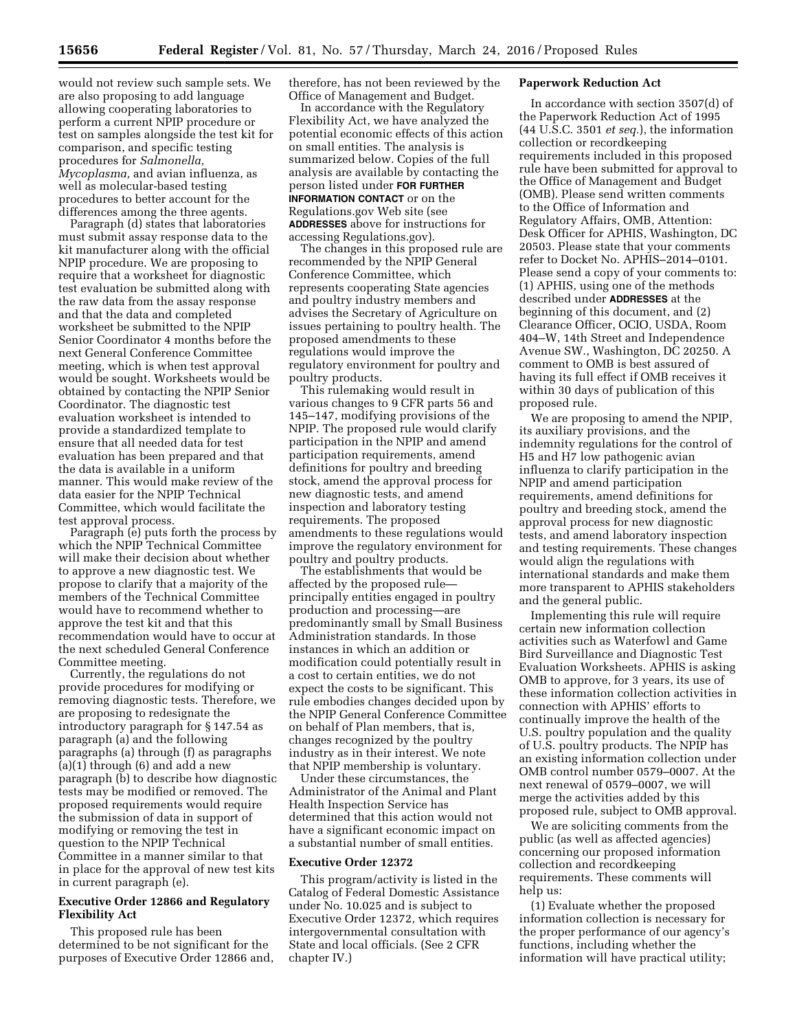would not review such sample sets. We are also proposing to add language allowing cooperating laboratories to perform a current NPIP procedure or test on samples alongside the test kit for comparison, and specific testing procedures for *Salmonella, Mycoplasma,* and avian influenza, as well as molecular-based testing procedures to better account for the differences among the three agents.

Paragraph (d) states that laboratories must submit assay response data to the kit manufacturer along with the official NPIP procedure. We are proposing to require that a worksheet for diagnostic test evaluation be submitted along with the raw data from the assay response and that the data and completed worksheet be submitted to the NPIP Senior Coordinator 4 months before the next General Conference Committee meeting, which is when test approval would be sought. Worksheets would be obtained by contacting the NPIP Senior Coordinator. The diagnostic test evaluation worksheet is intended to provide a standardized template to ensure that all needed data for test evaluation has been prepared and that the data is available in a uniform manner. This would make review of the data easier for the NPIP Technical Committee, which would facilitate the test approval process.

Paragraph (e) puts forth the process by which the NPIP Technical Committee will make their decision about whether to approve a new diagnostic test. We propose to clarify that a majority of the members of the Technical Committee would have to recommend whether to approve the test kit and that this recommendation would have to occur at the next scheduled General Conference Committee meeting.

Currently, the regulations do not provide procedures for modifying or removing diagnostic tests. Therefore, we are proposing to redesignate the introductory paragraph for § 147.54 as paragraph (a) and the following paragraphs (a) through (f) as paragraphs (a)(1) through (6) and add a new paragraph (b) to describe how diagnostic tests may be modified or removed. The proposed requirements would require the submission of data in support of modifying or removing the test in question to the NPIP Technical Committee in a manner similar to that in place for the approval of new test kits in current paragraph (e).

## Executive Order 12866 and Regulatory Flexibility Act

This proposed rule has been determined to be not significant for the purposes of Executive Order 12866 and, therefore, has not been reviewed by the Office of Management and Budget.

In accordance with the Regulatory Flexibility Act, we have analyzed the potential economic effects of this action on small entities. The analysis is summarized below. Copies of the full analysis are available by contacting the person listed under **FOR FURTHER INFORMATION CONTACT** or on the Regulations.gov Web site (see **ADDRESSES** above for instructions for accessing Regulations.gov).

The changes in this proposed rule are recommended by the NPIP General Conference Committee, which represents cooperating State agencies and poultry industry members and advises the Secretary of Agriculture on issues pertaining to poultry health. The proposed amendments to these regulations would improve the regulatory environment for poultry and poultry products.

This rulemaking would result in various changes to 9 CFR parts 56 and 145–147, modifying provisions of the NPIP. The proposed rule would clarify participation in the NPIP and amend participation requirements, amend definitions for poultry and breeding stock, amend the approval process for new diagnostic tests, and amend inspection and laboratory testing requirements. The proposed amendments to these regulations would improve the regulatory environment for poultry and poultry products.

The establishments that would be affected by the proposed rule—principally entities engaged in poultry production and processing—are predominantly small by Small Business Administration standards. In those instances in which an addition or modification could potentially result in a cost to certain entities, we do not expect the costs to be significant. This rule embodies changes decided upon by the NPIP General Conference Committee on behalf of Plan members, that is, changes recognized by the poultry industry as in their interest. We note that NPIP membership is voluntary.

Under these circumstances, the Administrator of the Animal and Plant Health Inspection Service has determined that this action would not have a significant economic impact on a substantial number of small entities.

## Executive Order 12372

This program/activity is listed in the Catalog of Federal Domestic Assistance under No. 10.025 and is subject to Executive Order 12372, which requires intergovernmental consultation with State and local officials. (See 2 CFR chapter IV.)

## Paperwork Reduction Act

In accordance with section 3507(d) of the Paperwork Reduction Act of 1995 (44 U.S.C. 3501 *et seq.*), the information collection or recordkeeping requirements included in this proposed rule have been submitted for approval to the Office of Management and Budget (OMB). Please send written comments to the Office of Information and Regulatory Affairs, OMB, Attention: Desk Officer for APHIS, Washington, DC 20503. Please state that your comments refer to Docket No. APHIS–2014–0101. Please send a copy of your comments to: (1) APHIS, using one of the methods described under **ADDRESSES** at the beginning of this document, and (2) Clearance Officer, OCIO, USDA, Room 404–W, 14th Street and Independence Avenue SW., Washington, DC 20250. A comment to OMB is best assured of having its full effect if OMB receives it within 30 days of publication of this proposed rule.

We are proposing to amend the NPIP, its auxiliary provisions, and the indemnity regulations for the control of H5 and H7 low pathogenic avian influenza to clarify participation in the NPIP and amend participation requirements, amend definitions for poultry and breeding stock, amend the approval process for new diagnostic tests, and amend laboratory inspection and testing requirements. These changes would align the regulations with international standards and make them more transparent to APHIS stakeholders and the general public.

Implementing this rule will require certain new information collection activities such as Waterfowl and Game Bird Surveillance and Diagnostic Test Evaluation Worksheets. APHIS is asking OMB to approve, for 3 years, its use of these information collection activities in connection with APHIS' efforts to continually improve the health of the U.S. poultry population and the quality of U.S. poultry products. The NPIP has an existing information collection under OMB control number 0579–0007. At the next renewal of 0579–0007, we will merge the activities added by this proposed rule, subject to OMB approval.

We are soliciting comments from the public (as well as affected agencies) concerning our proposed information collection and recordkeeping requirements. These comments will help us:

(1) Evaluate whether the proposed information collection is necessary for the proper performance of our agency's functions, including whether the information will have practical utility;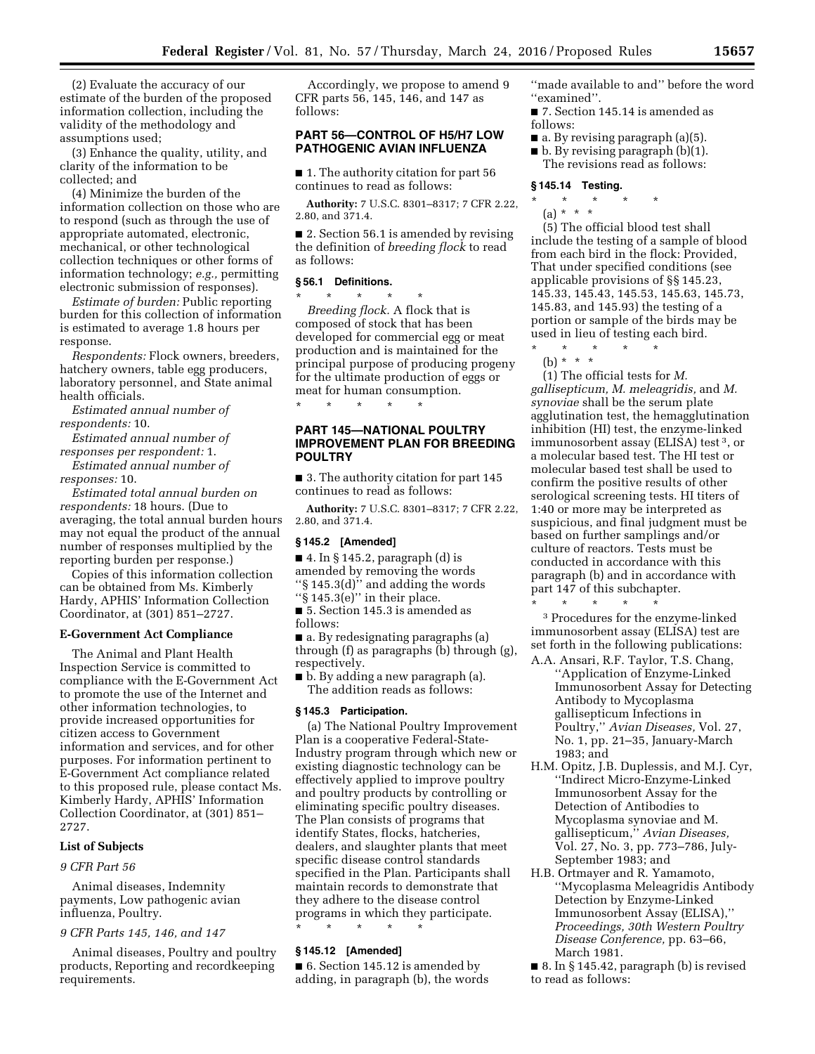(2) Evaluate the accuracy of our estimate of the burden of the proposed information collection, including the validity of the methodology and assumptions used;

(3) Enhance the quality, utility, and clarity of the information to be collected; and

(4) Minimize the burden of the information collection on those who are to respond (such as through the use of appropriate automated, electronic, mechanical, or other technological collection techniques or other forms of information technology; *e.g.,* permitting electronic submission of responses).

*Estimate of burden:* Public reporting burden for this collection of information is estimated to average 1.8 hours per response.

*Respondents:* Flock owners, breeders, hatchery owners, table egg producers, laboratory personnel, and State animal health officials.

*Estimated annual number of respondents:* 10.

*Estimated annual number of responses per respondent:* 1.

*Estimated annual number of responses:* 10.

*Estimated total annual burden on respondents:* 18 hours. (Due to averaging, the total annual burden hours may not equal the product of the annual number of responses multiplied by the reporting burden per response.)

Copies of this information collection can be obtained from Ms. Kimberly Hardy, APHIS' Information Collection Coordinator, at (301) 851–2727.

**E-Government Act Compliance**

The Animal and Plant Health Inspection Service is committed to compliance with the E-Government Act to promote the use of the Internet and other information technologies, to provide increased opportunities for citizen access to Government information and services, and for other purposes. For information pertinent to E-Government Act compliance related to this proposed rule, please contact Ms. Kimberly Hardy, APHIS' Information Collection Coordinator, at (301) 851–2727.

**List of Subjects**

*9 CFR Part 56*

Animal diseases, Indemnity payments, Low pathogenic avian influenza, Poultry.

*9 CFR Parts 145, 146, and 147*

Animal diseases, Poultry and poultry products, Reporting and recordkeeping requirements.

Accordingly, we propose to amend 9 CFR parts 56, 145, 146, and 147 as follows:

**PART 56—CONTROL OF H5/H7 LOW PATHOGENIC AVIAN INFLUENZA**

■ 1. The authority citation for part 56 continues to read as follows:

**Authority:** 7 U.S.C. 8301–8317; 7 CFR 2.22, 2.80, and 371.4.

■ 2. Section 56.1 is amended by revising the definition of *breeding flock* to read as follows:

**§ 56.1 Definitions.**

\* \* \* \* \*

*Breeding flock.* A flock that is composed of stock that has been developed for commercial egg or meat production and is maintained for the principal purpose of producing progeny for the ultimate production of eggs or meat for human consumption.

\* \* \* \* \*

**PART 145—NATIONAL POULTRY IMPROVEMENT PLAN FOR BREEDING POULTRY**

■ 3. The authority citation for part 145 continues to read as follows:

**Authority:** 7 U.S.C. 8301–8317; 7 CFR 2.22, 2.80, and 371.4.

**§ 145.2 [Amended]**

■ 4. In § 145.2, paragraph (d) is amended by removing the words "§ 145.3(d)" and adding the words "§ 145.3(e)" in their place.

■ 5. Section 145.3 is amended as follows:

■ a. By redesignating paragraphs (a) through (f) as paragraphs (b) through (g), respectively.

■ b. By adding a new paragraph (a).

The addition reads as follows:

**§ 145.3 Participation.**

(a) The National Poultry Improvement Plan is a cooperative Federal-State-Industry program through which new or existing diagnostic technology can be effectively applied to improve poultry and poultry products by controlling or eliminating specific poultry diseases. The Plan consists of programs that identify States, flocks, hatcheries, dealers, and slaughter plants that meet specific disease control standards specified in the Plan. Participants shall maintain records to demonstrate that they adhere to the disease control programs in which they participate.

\* \* \* \* \*

**§ 145.12 [Amended]**

■ 6. Section 145.12 is amended by adding, in paragraph (b), the words "made available to and" before the word "examined".

■ 7. Section 145.14 is amended as follows:

■ a. By revising paragraph (a)(5).

■ b. By revising paragraph (b)(1).

The revisions read as follows:

**§ 145.14 Testing.**

\* \* \* \* \*

(a) \* \* \*

(5) The official blood test shall include the testing of a sample of blood from each bird in the flock: Provided, That under specified conditions (see applicable provisions of §§ 145.23, 145.33, 145.43, 145.53, 145.63, 145.73, 145.83, and 145.93) the testing of a portion or sample of the birds may be used in lieu of testing each bird.

\* \* \* \* \*

(b) \* \* \*

(1) The official tests for *M. gallisepticum, M. meleagridis,* and *M. synoviae* shall be the serum plate agglutination test, the hemagglutination inhibition (HI) test, the enzyme-linked immunosorbent assay (ELISA) test [3], or a molecular based test. The HI test or molecular based test shall be used to confirm the positive results of other serological screening tests. HI titers of 1:40 or more may be interpreted as suspicious, and final judgment must be based on further samplings and/or culture of reactors. Tests must be conducted in accordance with this paragraph (b) and in accordance with part 147 of this subchapter.

\* \* \* \* \*

[3] Procedures for the enzyme-linked immunosorbent assay (ELISA) test are set forth in the following publications:

A.A. Ansari, R.F. Taylor, T.S. Chang, "Application of Enzyme-Linked Immunosorbent Assay for Detecting Antibody to Mycoplasma gallisepticum Infections in Poultry," *Avian Diseases,* Vol. 27, No. 1, pp. 21–35, January-March 1983; and

H.M. Opitz, J.B. Duplessis, and M.J. Cyr, "Indirect Micro-Enzyme-Linked Immunosorbent Assay for the Detection of Antibodies to Mycoplasma synoviae and M. gallisepticum," *Avian Diseases,* Vol. 27, No. 3, pp. 773–786, July-September 1983; and

H.B. Ortmayer and R. Yamamoto, "Mycoplasma Meleagridis Antibody Detection by Enzyme-Linked Immunosorbent Assay (ELISA)," *Proceedings, 30th Western Poultry Disease Conference,* pp. 63–66, March 1981.

■ 8. In § 145.42, paragraph (b) is revised to read as follows: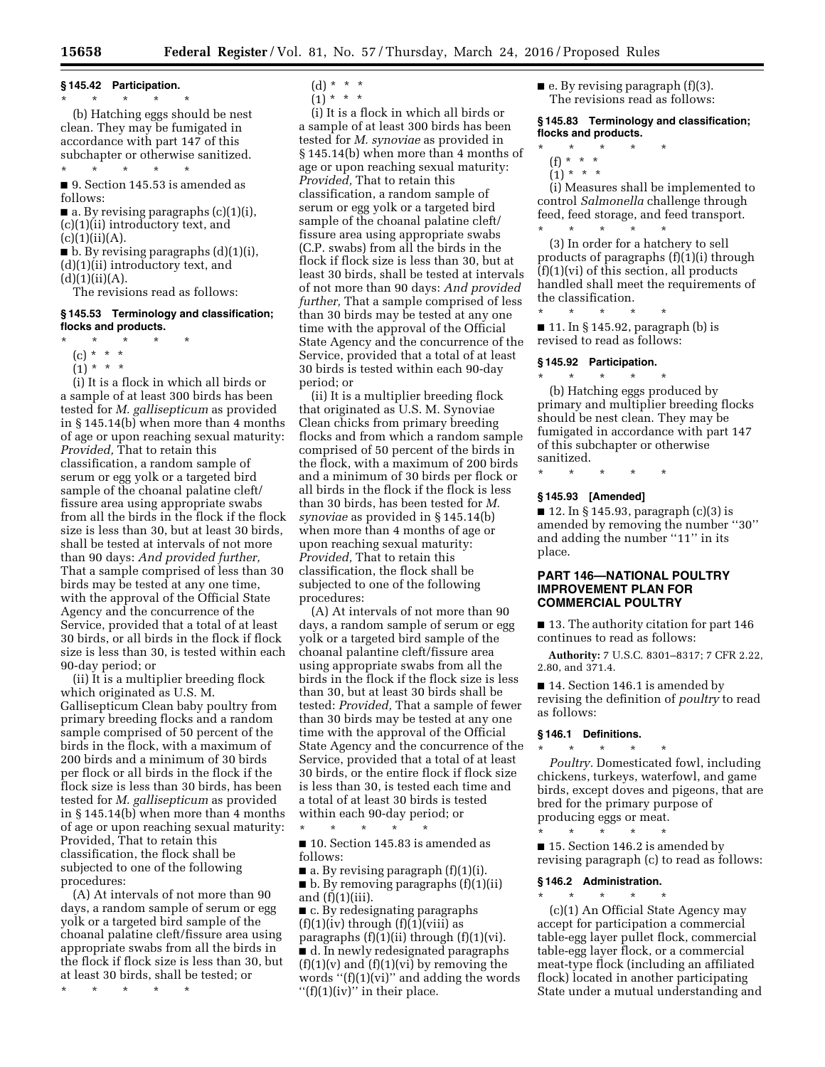**§ 145.42 Participation.**

\* \* \* \* \*

(b) Hatching eggs should be nest clean. They may be fumigated in accordance with part 147 of this subchapter or otherwise sanitized.

\* \* \* \* \*

■ 9. Section 145.53 is amended as follows:

■ a. By revising paragraphs (c)(1)(i), (c)(1)(ii) introductory text, and (c)(1)(ii)(A).

■ b. By revising paragraphs (d)(1)(i), (d)(1)(ii) introductory text, and (d)(1)(ii)(A).

The revisions read as follows:

**§ 145.53 Terminology and classification; flocks and products.**

\* \* \* \* \*

(c) \* \* \*

(1) \* \* \*

(i) It is a flock in which all birds or a sample of at least 300 birds has been tested for *M. gallisepticum* as provided in § 145.14(b) when more than 4 months of age or upon reaching sexual maturity: *Provided,* That to retain this classification, a random sample of serum or egg yolk or a targeted bird sample of the choanal palatine cleft/fissure area using appropriate swabs from all the birds in the flock if the flock size is less than 30, but at least 30 birds, shall be tested at intervals of not more than 90 days: *And provided further,* That a sample comprised of less than 30 birds may be tested at any one time, with the approval of the Official State Agency and the concurrence of the Service, provided that a total of at least 30 birds, or all birds in the flock if flock size is less than 30, is tested within each 90-day period; or

(ii) It is a multiplier breeding flock which originated as U.S. M. Gallisepticum Clean baby poultry from primary breeding flocks and a random sample comprised of 50 percent of the birds in the flock, with a maximum of 200 birds and a minimum of 30 birds per flock or all birds in the flock if the flock size is less than 30 birds, has been tested for *M. gallisepticum* as provided in § 145.14(b) when more than 4 months of age or upon reaching sexual maturity: Provided, That to retain this classification, the flock shall be subjected to one of the following procedures:

(A) At intervals of not more than 90 days, a random sample of serum or egg yolk or a targeted bird sample of the choanal palatine cleft/fissure area using appropriate swabs from all the birds in the flock if flock size is less than 30, but at least 30 birds, shall be tested; or

\* \* \* \* \*

(d) \* \* \*

(1) \* \* \*

(i) It is a flock in which all birds or a sample of at least 300 birds has been tested for *M. synoviae* as provided in § 145.14(b) when more than 4 months of age or upon reaching sexual maturity: *Provided,* That to retain this classification, a random sample of serum or egg yolk or a targeted bird sample of the choanal palatine cleft/fissure area using appropriate swabs (C.P. swabs) from all the birds in the flock if flock size is less than 30, but at least 30 birds, shall be tested at intervals of not more than 90 days: *And provided further,* That a sample comprised of less than 30 birds may be tested at any one time with the approval of the Official State Agency and the concurrence of the Service, provided that a total of at least 30 birds is tested within each 90-day period; or

(ii) It is a multiplier breeding flock that originated as U.S. M. Synoviae Clean chicks from primary breeding flocks and from which a random sample comprised of 50 percent of the birds in the flock, with a maximum of 200 birds and a minimum of 30 birds per flock or all birds in the flock if the flock is less than 30 birds, has been tested for *M. synoviae* as provided in § 145.14(b) when more than 4 months of age or upon reaching sexual maturity: *Provided,* That to retain this classification, the flock shall be subjected to one of the following procedures:

(A) At intervals of not more than 90 days, a random sample of serum or egg yolk or a targeted bird sample of the choanal palantine cleft/fissure area using appropriate swabs from all the birds in the flock if the flock size is less than 30, but at least 30 birds shall be tested: *Provided,* That a sample of fewer than 30 birds may be tested at any one time with the approval of the Official State Agency and the concurrence of the Service, provided that a total of at least 30 birds, or the entire flock if flock size is less than 30, is tested each time and a total of at least 30 birds is tested within each 90-day period; or

\* \* \* \* \*

■ 10. Section 145.83 is amended as follows:

■ a. By revising paragraph (f)(1)(i).

■ b. By removing paragraphs (f)(1)(ii) and (f)(1)(iii).

■ c. By redesignating paragraphs (f)(1)(iv) through (f)(1)(viii) as paragraphs (f)(1)(ii) through (f)(1)(vi).

■ d. In newly redesignated paragraphs (f)(1)(v) and (f)(1)(vi) by removing the words ''(f)(1)(vi)'' and adding the words ''(f)(1)(iv)'' in their place.

■ e. By revising paragraph (f)(3).

The revisions read as follows:

**§ 145.83 Terminology and classification; flocks and products.**

\* \* \* \* \*

(f) \* \* \*

(1) \* \* \*

(i) Measures shall be implemented to control *Salmonella* challenge through feed, feed storage, and feed transport.

\* \* \* \* \*

(3) In order for a hatchery to sell products of paragraphs (f)(1)(i) through (f)(1)(vi) of this section, all products handled shall meet the requirements of the classification.

\* \* \* \* \*

■ 11. In § 145.92, paragraph (b) is revised to read as follows:

**§ 145.92 Participation.**

\* \* \* \* \*

(b) Hatching eggs produced by primary and multiplier breeding flocks should be nest clean. They may be fumigated in accordance with part 147 of this subchapter or otherwise sanitized.

\* \* \* \* \*

**§ 145.93 [Amended]**

■ 12. In § 145.93, paragraph (c)(3) is amended by removing the number ''30'' and adding the number ''11'' in its place.

## PART 146—NATIONAL POULTRY IMPROVEMENT PLAN FOR COMMERCIAL POULTRY

■ 13. The authority citation for part 146 continues to read as follows:

**Authority:** 7 U.S.C. 8301–8317; 7 CFR 2.22, 2.80, and 371.4.

■ 14. Section 146.1 is amended by revising the definition of *poultry* to read as follows:

**§ 146.1 Definitions.**

\* \* \* \* \*

*Poultry.* Domesticated fowl, including chickens, turkeys, waterfowl, and game birds, except doves and pigeons, that are bred for the primary purpose of producing eggs or meat.

\* \* \* \* \*

■ 15. Section 146.2 is amended by revising paragraph (c) to read as follows:

**§ 146.2 Administration.**

\* \* \* \* \*

(c)(1) An Official State Agency may accept for participation a commercial table-egg layer pullet flock, commercial table-egg layer flock, or a commercial meat-type flock (including an affiliated flock) located in another participating State under a mutual understanding and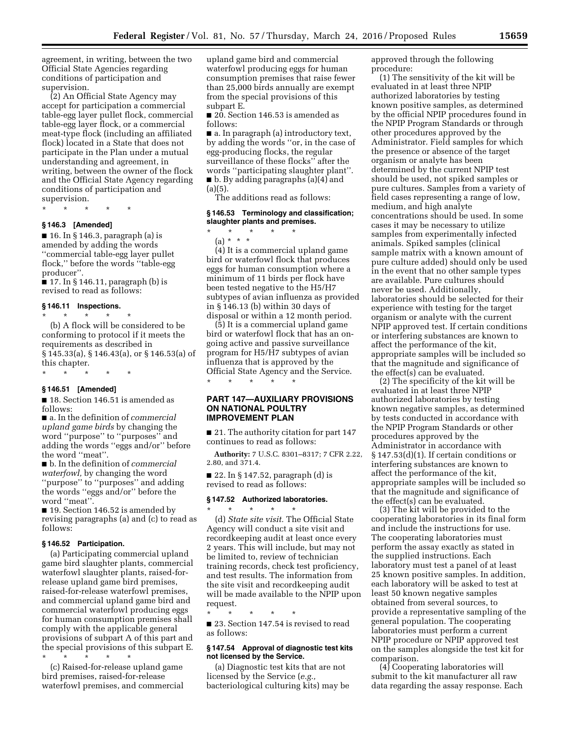agreement, in writing, between the two Official State Agencies regarding conditions of participation and supervision.

(2) An Official State Agency may accept for participation a commercial table-egg layer pullet flock, commercial table-egg layer flock, or a commercial meat-type flock (including an affiliated flock) located in a State that does not participate in the Plan under a mutual understanding and agreement, in writing, between the owner of the flock and the Official State Agency regarding conditions of participation and supervision.

\* \* \* \* \*

**§ 146.3 [Amended]**

■ 16. In § 146.3, paragraph (a) is amended by adding the words "commercial table-egg layer pullet flock," before the words "table-egg producer".

■ 17. In § 146.11, paragraph (b) is revised to read as follows:

**§ 146.11 Inspections.**

\* \* \* \* \*

(b) A flock will be considered to be conforming to protocol if it meets the requirements as described in § 145.33(a), § 146.43(a), or § 146.53(a) of this chapter.

\* \* \* \* \*

**§ 146.51 [Amended]**

■ 18. Section 146.51 is amended as follows:

■ a. In the definition of *commercial upland game birds* by changing the word "purpose" to "purposes" and adding the words "eggs and/or" before the word "meat".

■ b. In the definition of *commercial waterfowl,* by changing the word "purpose" to "purposes" and adding the words "eggs and/or" before the word "meat".

■ 19. Section 146.52 is amended by revising paragraphs (a) and (c) to read as follows:

**§ 146.52 Participation.**

(a) Participating commercial upland game bird slaughter plants, commercial waterfowl slaughter plants, raised-for-release upland game bird premises, raised-for-release waterfowl premises, and commercial upland game bird and commercial waterfowl producing eggs for human consumption premises shall comply with the applicable general provisions of subpart A of this part and the special provisions of this subpart E.

\* \* \* \* \*

(c) Raised-for-release upland game bird premises, raised-for-release waterfowl premises, and commercial upland game bird and commercial waterfowl producing eggs for human consumption premises that raise fewer than 25,000 birds annually are exempt from the special provisions of this subpart E.

■ 20. Section 146.53 is amended as follows:

■ a. In paragraph (a) introductory text, by adding the words "or, in the case of egg-producing flocks, the regular surveillance of these flocks" after the words "participating slaughter plant".

■ b. By adding paragraphs (a)(4) and (a)(5).

The additions read as follows:

**§ 146.53 Terminology and classification; slaughter plants and premises.**

\* \* \* \* \*

(a) \* \* \*

(4) It is a commercial upland game bird or waterfowl flock that produces eggs for human consumption where a minimum of 11 birds per flock have been tested negative to the H5/H7 subtypes of avian influenza as provided in § 146.13 (b) within 30 days of disposal or within a 12 month period.

(5) It is a commercial upland game bird or waterfowl flock that has an on-going active and passive surveillance program for H5/H7 subtypes of avian influenza that is approved by the Official State Agency and the Service.

\* \* \* \* \*

## PART 147—AUXILIARY PROVISIONS ON NATIONAL POULTRY IMPROVEMENT PLAN

■ 21. The authority citation for part 147 continues to read as follows:

**Authority:** 7 U.S.C. 8301–8317; 7 CFR 2.22, 2.80, and 371.4.

■ 22. In § 147.52, paragraph (d) is revised to read as follows:

**§ 147.52 Authorized laboratories.**

\* \* \* \* \*

(d) *State site visit.* The Official State Agency will conduct a site visit and recordkeeping audit at least once every 2 years. This will include, but may not be limited to, review of technician training records, check test proficiency, and test results. The information from the site visit and recordkeeping audit will be made available to the NPIP upon request.

\* \* \* \* \*

■ 23. Section 147.54 is revised to read as follows:

**§ 147.54 Approval of diagnostic test kits not licensed by the Service.**

(a) Diagnostic test kits that are not licensed by the Service (*e.g.,* bacteriological culturing kits) may be approved through the following procedure:

(1) The sensitivity of the kit will be evaluated in at least three NPIP authorized laboratories by testing known positive samples, as determined by the official NPIP procedures found in the NPIP Program Standards or through other procedures approved by the Administrator. Field samples for which the presence or absence of the target organism or analyte has been determined by the current NPIP test should be used, not spiked samples or pure cultures. Samples from a variety of field cases representing a range of low, medium, and high analyte concentrations should be used. In some cases it may be necessary to utilize samples from experimentally infected animals. Spiked samples (clinical sample matrix with a known amount of pure culture added) should only be used in the event that no other sample types are available. Pure cultures should never be used. Additionally, laboratories should be selected for their experience with testing for the target organism or analyte with the current NPIP approved test. If certain conditions or interfering substances are known to affect the performance of the kit, appropriate samples will be included so that the magnitude and significance of the effect(s) can be evaluated.

(2) The specificity of the kit will be evaluated in at least three NPIP authorized laboratories by testing known negative samples, as determined by tests conducted in accordance with the NPIP Program Standards or other procedures approved by the Administrator in accordance with § 147.53(d)(1). If certain conditions or interfering substances are known to affect the performance of the kit, appropriate samples will be included so that the magnitude and significance of the effect(s) can be evaluated.

(3) The kit will be provided to the cooperating laboratories in its final form and include the instructions for use. The cooperating laboratories must perform the assay exactly as stated in the supplied instructions. Each laboratory must test a panel of at least 25 known positive samples. In addition, each laboratory will be asked to test at least 50 known negative samples obtained from several sources, to provide a representative sampling of the general population. The cooperating laboratories must perform a current NPIP procedure or NPIP approved test on the samples alongside the test kit for comparison.

(4) Cooperating laboratories will submit to the kit manufacturer all raw data regarding the assay response. Each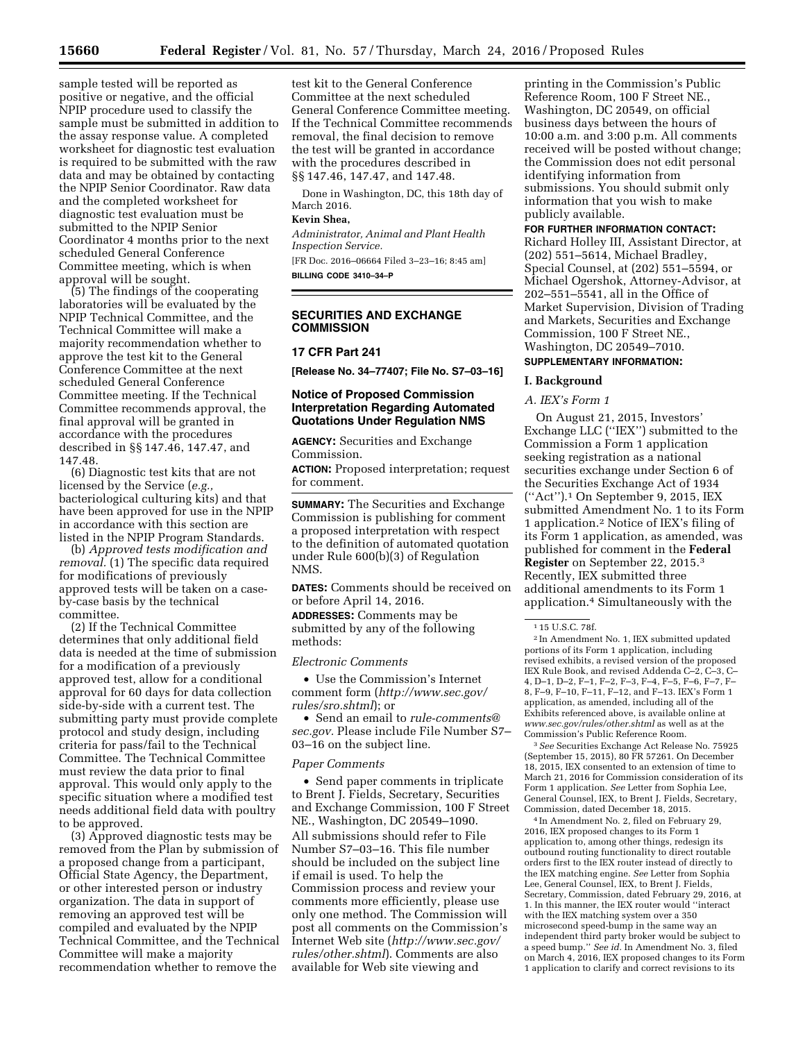sample tested will be reported as positive or negative, and the official NPIP procedure used to classify the sample must be submitted in addition to the assay response value. A completed worksheet for diagnostic test evaluation is required to be submitted with the raw data and may be obtained by contacting the NPIP Senior Coordinator. Raw data and the completed worksheet for diagnostic test evaluation must be submitted to the NPIP Senior Coordinator 4 months prior to the next scheduled General Conference Committee meeting, which is when approval will be sought.

(5) The findings of the cooperating laboratories will be evaluated by the NPIP Technical Committee, and the Technical Committee will make a majority recommendation whether to approve the test kit to the General Conference Committee at the next scheduled General Conference Committee meeting. If the Technical Committee recommends approval, the final approval will be granted in accordance with the procedures described in §§ 147.46, 147.47, and 147.48.

(6) Diagnostic test kits that are not licensed by the Service (*e.g.,* bacteriological culturing kits) and that have been approved for use in the NPIP in accordance with this section are listed in the NPIP Program Standards.

(b) *Approved tests modification and removal.* (1) The specific data required for modifications of previously approved tests will be taken on a case-by-case basis by the technical committee.

(2) If the Technical Committee determines that only additional field data is needed at the time of submission for a modification of a previously approved test, allow for a conditional approval for 60 days for data collection side-by-side with a current test. The submitting party must provide complete protocol and study design, including criteria for pass/fail to the Technical Committee. The Technical Committee must review the data prior to final approval. This would only apply to the specific situation where a modified test needs additional field data with poultry to be approved.

(3) Approved diagnostic tests may be removed from the Plan by submission of a proposed change from a participant, Official State Agency, the Department, or other interested person or industry organization. The data in support of removing an approved test will be compiled and evaluated by the NPIP Technical Committee, and the Technical Committee will make a majority recommendation whether to remove the test kit to the General Conference Committee at the next scheduled General Conference Committee meeting. If the Technical Committee recommends removal, the final decision to remove the test will be granted in accordance with the procedures described in §§ 147.46, 147.47, and 147.48.

Done in Washington, DC, this 18th day of March 2016.

**Kevin Shea,**

*Administrator, Animal and Plant Health Inspection Service.*

[FR Doc. 2016–06664 Filed 3–23–16; 8:45 am]

**BILLING CODE 3410–34–P**

## SECURITIES AND EXCHANGE COMMISSION

### 17 CFR Part 241

**[Release No. 34–77407; File No. S7–03–16]**

### Notice of Proposed Commission Interpretation Regarding Automated Quotations Under Regulation NMS

**AGENCY:** Securities and Exchange Commission.

**ACTION:** Proposed interpretation; request for comment.

**SUMMARY:** The Securities and Exchange Commission is publishing for comment a proposed interpretation with respect to the definition of automated quotation under Rule 600(b)(3) of Regulation NMS.

**DATES:** Comments should be received on or before April 14, 2016.

**ADDRESSES:** Comments may be submitted by any of the following methods:

*Electronic Comments*

- Use the Commission's Internet comment form (*http://www.sec.gov/rules/sro.shtml*); or
- Send an email to *rule-comments@sec.gov.* Please include File Number S7–03–16 on the subject line.

*Paper Comments*

- Send paper comments in triplicate to Brent J. Fields, Secretary, Securities and Exchange Commission, 100 F Street NE., Washington, DC 20549–1090.

All submissions should refer to File Number S7–03–16. This file number should be included on the subject line if email is used. To help the Commission process and review your comments more efficiently, please use only one method. The Commission will post all comments on the Commission's Internet Web site (*http://www.sec.gov/rules/other.shtml*). Comments are also available for Web site viewing and printing in the Commission's Public Reference Room, 100 F Street NE., Washington, DC 20549, on official business days between the hours of 10:00 a.m. and 3:00 p.m. All comments received will be posted without change; the Commission does not edit personal identifying information from submissions. You should submit only information that you wish to make publicly available.

**FOR FURTHER INFORMATION CONTACT:** Richard Holley III, Assistant Director, at (202) 551–5614, Michael Bradley, Special Counsel, at (202) 551–5594, or Michael Ogershok, Attorney-Advisor, at 202–551–5541, all in the Office of Market Supervision, Division of Trading and Markets, Securities and Exchange Commission, 100 F Street NE., Washington, DC 20549–7010.

**SUPPLEMENTARY INFORMATION:**

#### I. Background

*A. IEX's Form 1*

On August 21, 2015, Investors' Exchange LLC (''IEX'') submitted to the Commission a Form 1 application seeking registration as a national securities exchange under Section 6 of the Securities Exchange Act of 1934 (''Act'').[1] On September 9, 2015, IEX submitted Amendment No. 1 to its Form 1 application.[2] Notice of IEX's filing of its Form 1 application, as amended, was published for comment in the **Federal Register** on September 22, 2015.[3] Recently, IEX submitted three additional amendments to its Form 1 application.[4] Simultaneously with the

[1] 15 U.S.C. 78f.

[2] In Amendment No. 1, IEX submitted updated portions of its Form 1 application, including revised exhibits, a revised version of the proposed IEX Rule Book, and revised Addenda C–2, C–3, C–4, D–1, D–2, F–1, F–2, F–3, F–4, F–5, F–6, F–7, F–8, F–9, F–10, F–11, F–12, and F–13. IEX's Form 1 application, as amended, including all of the Exhibits referenced above, is available online at *www.sec.gov/rules/other.shtml* as well as at the Commission's Public Reference Room.

[3] *See* Securities Exchange Act Release No. 75925 (September 15, 2015), 80 FR 57261. On December 18, 2015, IEX consented to an extension of time to March 21, 2016 for Commission consideration of its Form 1 application. *See* Letter from Sophia Lee, General Counsel, IEX, to Brent J. Fields, Secretary, Commission, dated December 18, 2015.

[4] In Amendment No. 2, filed on February 29, 2016, IEX proposed changes to its Form 1 application to, among other things, redesign its outbound routing functionality to direct routable orders first to the IEX router instead of directly to the IEX matching engine. *See* Letter from Sophia Lee, General Counsel, IEX, to Brent J. Fields, Secretary, Commission, dated February 29, 2016, at 1. In this manner, the IEX router would ''interact with the IEX matching system over a 350 microsecond speed-bump in the same way an independent third party broker would be subject to a speed bump.'' *See id.* In Amendment No. 3, filed on March 4, 2016, IEX proposed changes to its Form 1 application to clarify and correct revisions to its